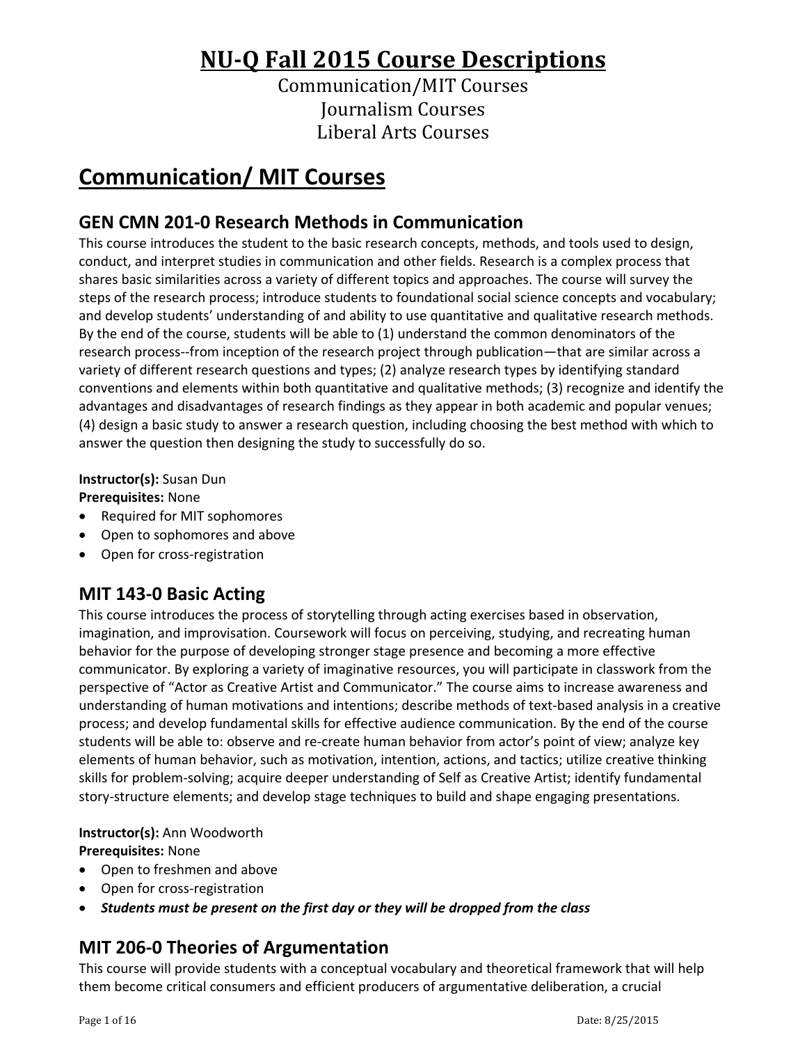# NU-Q Fall 2015 Course Descriptions

Communication/MIT Courses
Journalism Courses
Liberal Arts Courses

# Communication/ MIT Courses

## GEN CMN 201-0 Research Methods in Communication

This course introduces the student to the basic research concepts, methods, and tools used to design, conduct, and interpret studies in communication and other fields. Research is a complex process that shares basic similarities across a variety of different topics and approaches. The course will survey the steps of the research process; introduce students to foundational social science concepts and vocabulary; and develop students' understanding of and ability to use quantitative and qualitative research methods. By the end of the course, students will be able to (1) understand the common denominators of the research process--from inception of the research project through publication—that are similar across a variety of different research questions and types; (2) analyze research types by identifying standard conventions and elements within both quantitative and qualitative methods; (3) recognize and identify the advantages and disadvantages of research findings as they appear in both academic and popular venues; (4) design a basic study to answer a research question, including choosing the best method with which to answer the question then designing the study to successfully do so.

**Instructor(s):** Susan Dun
**Prerequisites:** None

- Required for MIT sophomores
- Open to sophomores and above
- Open for cross-registration

## MIT 143-0 Basic Acting

This course introduces the process of storytelling through acting exercises based in observation, imagination, and improvisation. Coursework will focus on perceiving, studying, and recreating human behavior for the purpose of developing stronger stage presence and becoming a more effective communicator. By exploring a variety of imaginative resources, you will participate in classwork from the perspective of "Actor as Creative Artist and Communicator." The course aims to increase awareness and understanding of human motivations and intentions; describe methods of text-based analysis in a creative process; and develop fundamental skills for effective audience communication. By the end of the course students will be able to: observe and re-create human behavior from actor's point of view; analyze key elements of human behavior, such as motivation, intention, actions, and tactics; utilize creative thinking skills for problem-solving; acquire deeper understanding of Self as Creative Artist; identify fundamental story-structure elements; and develop stage techniques to build and shape engaging presentations.

**Instructor(s):** Ann Woodworth
**Prerequisites:** None

- Open to freshmen and above
- Open for cross-registration
- ***Students must be present on the first day or they will be dropped from the class***

## MIT 206-0 Theories of Argumentation

This course will provide students with a conceptual vocabulary and theoretical framework that will help them become critical consumers and efficient producers of argumentative deliberation, a crucial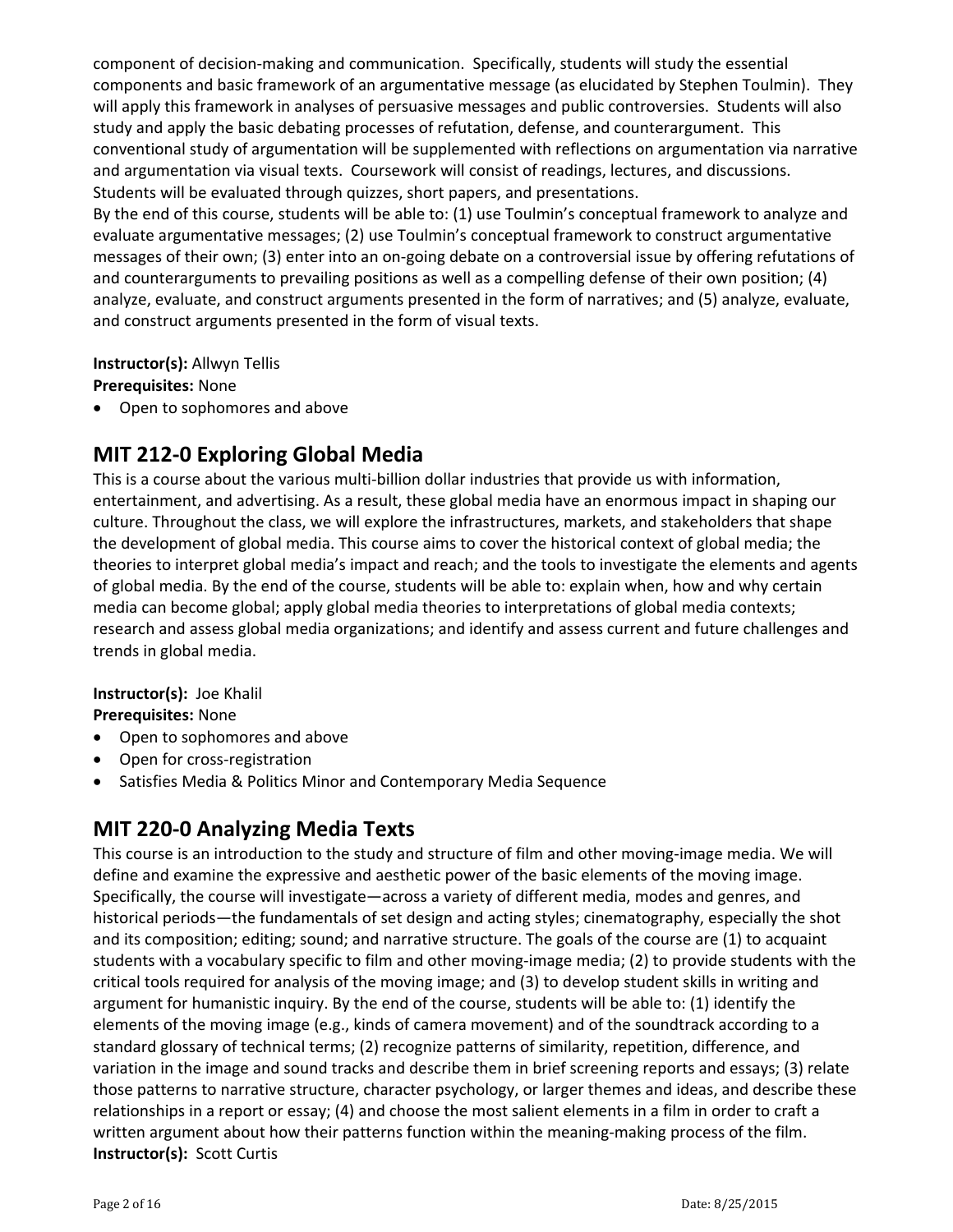component of decision-making and communication. Specifically, students will study the essential components and basic framework of an argumentative message (as elucidated by Stephen Toulmin). They will apply this framework in analyses of persuasive messages and public controversies. Students will also study and apply the basic debating processes of refutation, defense, and counterargument. This conventional study of argumentation will be supplemented with reflections on argumentation via narrative and argumentation via visual texts. Coursework will consist of readings, lectures, and discussions. Students will be evaluated through quizzes, short papers, and presentations.
By the end of this course, students will be able to: (1) use Toulmin's conceptual framework to analyze and evaluate argumentative messages; (2) use Toulmin's conceptual framework to construct argumentative messages of their own; (3) enter into an on-going debate on a controversial issue by offering refutations of and counterarguments to prevailing positions as well as a compelling defense of their own position; (4) analyze, evaluate, and construct arguments presented in the form of narratives; and (5) analyze, evaluate, and construct arguments presented in the form of visual texts.

**Instructor(s):** Allwyn Tellis
**Prerequisites:** None

- Open to sophomores and above

## MIT 212-0 Exploring Global Media

This is a course about the various multi-billion dollar industries that provide us with information, entertainment, and advertising. As a result, these global media have an enormous impact in shaping our culture. Throughout the class, we will explore the infrastructures, markets, and stakeholders that shape the development of global media. This course aims to cover the historical context of global media; the theories to interpret global media's impact and reach; and the tools to investigate the elements and agents of global media. By the end of the course, students will be able to: explain when, how and why certain media can become global; apply global media theories to interpretations of global media contexts; research and assess global media organizations; and identify and assess current and future challenges and trends in global media.

**Instructor(s):** Joe Khalil
**Prerequisites:** None

- Open to sophomores and above
- Open for cross-registration
- Satisfies Media & Politics Minor and Contemporary Media Sequence

## MIT 220-0 Analyzing Media Texts

This course is an introduction to the study and structure of film and other moving-image media. We will define and examine the expressive and aesthetic power of the basic elements of the moving image. Specifically, the course will investigate—across a variety of different media, modes and genres, and historical periods—the fundamentals of set design and acting styles; cinematography, especially the shot and its composition; editing; sound; and narrative structure. The goals of the course are (1) to acquaint students with a vocabulary specific to film and other moving-image media; (2) to provide students with the critical tools required for analysis of the moving image; and (3) to develop student skills in writing and argument for humanistic inquiry. By the end of the course, students will be able to: (1) identify the elements of the moving image (e.g., kinds of camera movement) and of the soundtrack according to a standard glossary of technical terms; (2) recognize patterns of similarity, repetition, difference, and variation in the image and sound tracks and describe them in brief screening reports and essays; (3) relate those patterns to narrative structure, character psychology, or larger themes and ideas, and describe these relationships in a report or essay; (4) and choose the most salient elements in a film in order to craft a written argument about how their patterns function within the meaning-making process of the film.
**Instructor(s):** Scott Curtis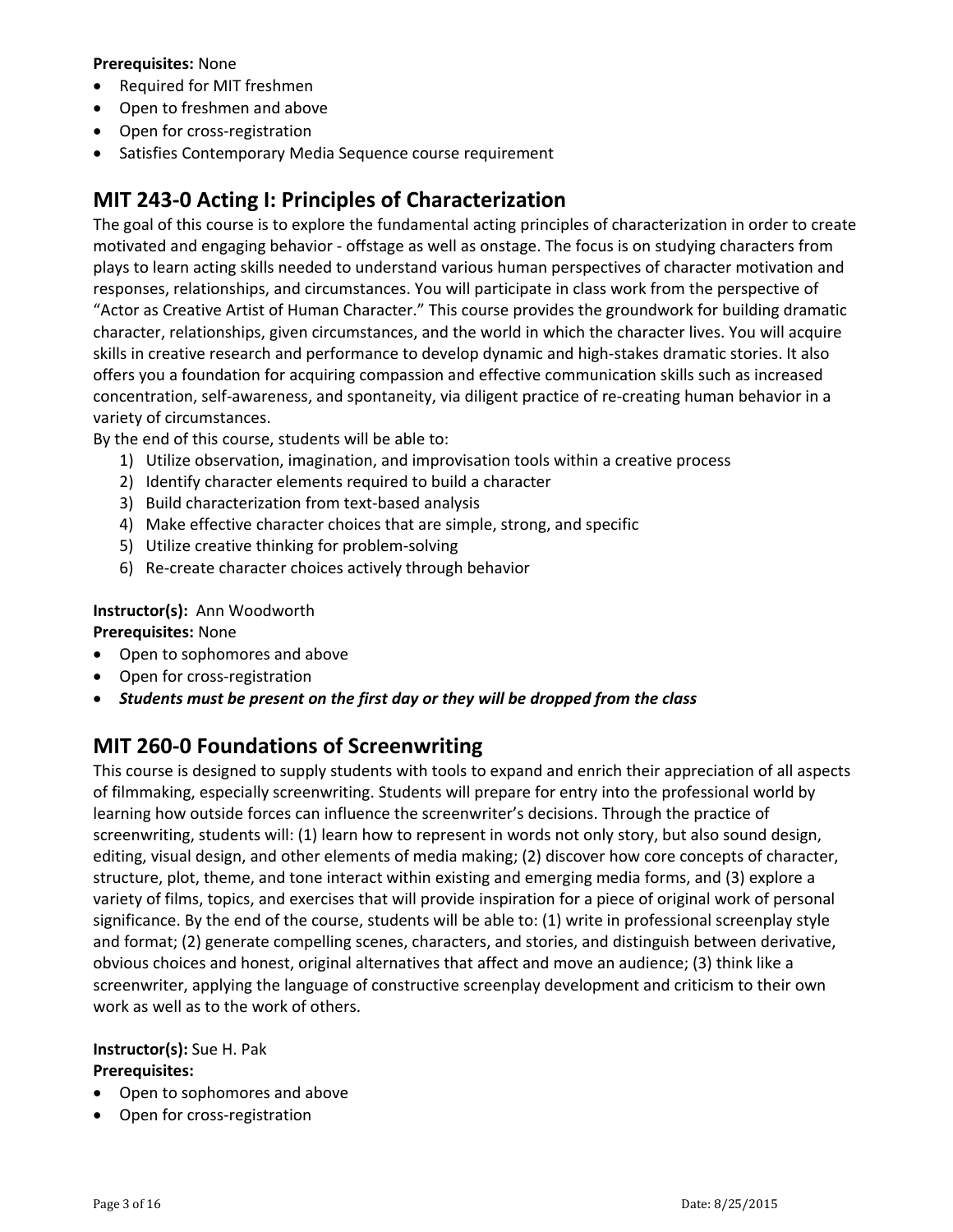**Prerequisites:** None

- Required for MIT freshmen
- Open to freshmen and above
- Open for cross-registration
- Satisfies Contemporary Media Sequence course requirement

## MIT 243-0 Acting I: Principles of Characterization

The goal of this course is to explore the fundamental acting principles of characterization in order to create motivated and engaging behavior - offstage as well as onstage. The focus is on studying characters from plays to learn acting skills needed to understand various human perspectives of character motivation and responses, relationships, and circumstances. You will participate in class work from the perspective of "Actor as Creative Artist of Human Character." This course provides the groundwork for building dramatic character, relationships, given circumstances, and the world in which the character lives. You will acquire skills in creative research and performance to develop dynamic and high-stakes dramatic stories. It also offers you a foundation for acquiring compassion and effective communication skills such as increased concentration, self-awareness, and spontaneity, via diligent practice of re-creating human behavior in a variety of circumstances.

By the end of this course, students will be able to:

1) Utilize observation, imagination, and improvisation tools within a creative process
2) Identify character elements required to build a character
3) Build characterization from text-based analysis
4) Make effective character choices that are simple, strong, and specific
5) Utilize creative thinking for problem-solving
6) Re-create character choices actively through behavior

**Instructor(s):** Ann Woodworth

**Prerequisites:** None

- Open to sophomores and above
- Open for cross-registration
- ***Students must be present on the first day or they will be dropped from the class***

## MIT 260-0 Foundations of Screenwriting

This course is designed to supply students with tools to expand and enrich their appreciation of all aspects of filmmaking, especially screenwriting. Students will prepare for entry into the professional world by learning how outside forces can influence the screenwriter's decisions. Through the practice of screenwriting, students will: (1) learn how to represent in words not only story, but also sound design, editing, visual design, and other elements of media making; (2) discover how core concepts of character, structure, plot, theme, and tone interact within existing and emerging media forms, and (3) explore a variety of films, topics, and exercises that will provide inspiration for a piece of original work of personal significance. By the end of the course, students will be able to: (1) write in professional screenplay style and format; (2) generate compelling scenes, characters, and stories, and distinguish between derivative, obvious choices and honest, original alternatives that affect and move an audience; (3) think like a screenwriter, applying the language of constructive screenplay development and criticism to their own work as well as to the work of others.

**Instructor(s):** Sue H. Pak

**Prerequisites:**

- Open to sophomores and above
- Open for cross-registration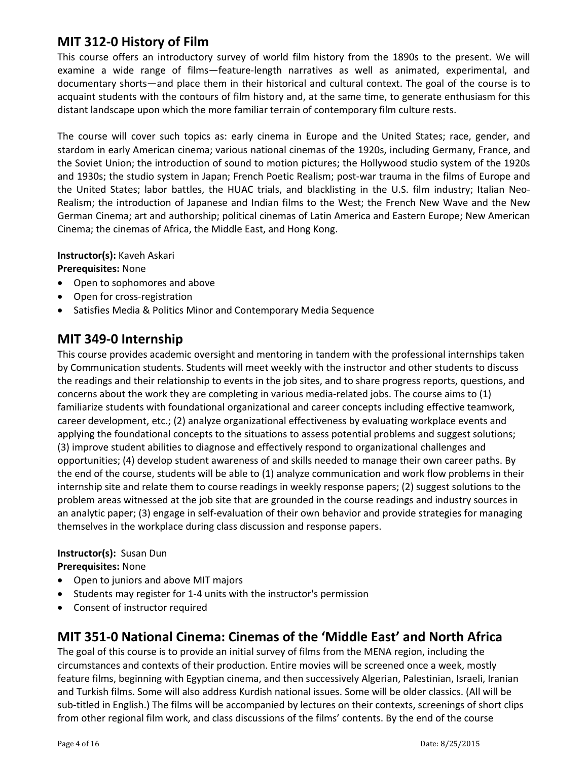## MIT 312-0 History of Film

This course offers an introductory survey of world film history from the 1890s to the present. We will examine a wide range of films—feature-length narratives as well as animated, experimental, and documentary shorts—and place them in their historical and cultural context. The goal of the course is to acquaint students with the contours of film history and, at the same time, to generate enthusiasm for this distant landscape upon which the more familiar terrain of contemporary film culture rests.

The course will cover such topics as: early cinema in Europe and the United States; race, gender, and stardom in early American cinema; various national cinemas of the 1920s, including Germany, France, and the Soviet Union; the introduction of sound to motion pictures; the Hollywood studio system of the 1920s and 1930s; the studio system in Japan; French Poetic Realism; post-war trauma in the films of Europe and the United States; labor battles, the HUAC trials, and blacklisting in the U.S. film industry; Italian Neo-Realism; the introduction of Japanese and Indian films to the West; the French New Wave and the New German Cinema; art and authorship; political cinemas of Latin America and Eastern Europe; New American Cinema; the cinemas of Africa, the Middle East, and Hong Kong.

**Instructor(s):** Kaveh Askari
**Prerequisites:** None

- Open to sophomores and above
- Open for cross-registration
- Satisfies Media & Politics Minor and Contemporary Media Sequence

## MIT 349-0 Internship

This course provides academic oversight and mentoring in tandem with the professional internships taken by Communication students. Students will meet weekly with the instructor and other students to discuss the readings and their relationship to events in the job sites, and to share progress reports, questions, and concerns about the work they are completing in various media-related jobs. The course aims to (1) familiarize students with foundational organizational and career concepts including effective teamwork, career development, etc.; (2) analyze organizational effectiveness by evaluating workplace events and applying the foundational concepts to the situations to assess potential problems and suggest solutions; (3) improve student abilities to diagnose and effectively respond to organizational challenges and opportunities; (4) develop student awareness of and skills needed to manage their own career paths. By the end of the course, students will be able to (1) analyze communication and work flow problems in their internship site and relate them to course readings in weekly response papers; (2) suggest solutions to the problem areas witnessed at the job site that are grounded in the course readings and industry sources in an analytic paper; (3) engage in self-evaluation of their own behavior and provide strategies for managing themselves in the workplace during class discussion and response papers.

**Instructor(s):** Susan Dun
**Prerequisites:** None

- Open to juniors and above MIT majors
- Students may register for 1-4 units with the instructor's permission
- Consent of instructor required

## MIT 351-0 National Cinema: Cinemas of the 'Middle East' and North Africa

The goal of this course is to provide an initial survey of films from the MENA region, including the circumstances and contexts of their production. Entire movies will be screened once a week, mostly feature films, beginning with Egyptian cinema, and then successively Algerian, Palestinian, Israeli, Iranian and Turkish films. Some will also address Kurdish national issues. Some will be older classics. (All will be sub-titled in English.) The films will be accompanied by lectures on their contexts, screenings of short clips from other regional film work, and class discussions of the films' contents. By the end of the course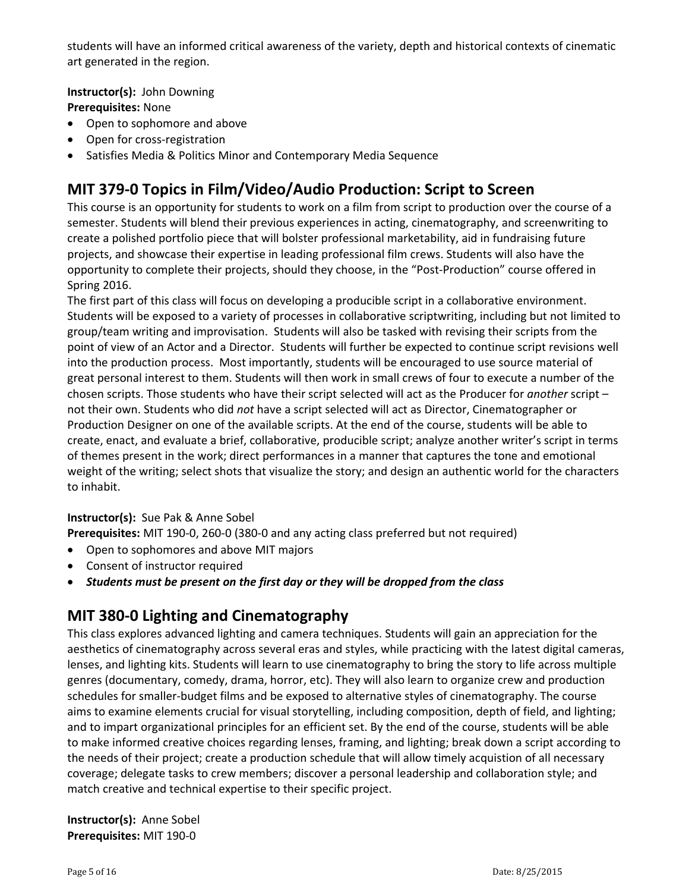students will have an informed critical awareness of the variety, depth and historical contexts of cinematic art generated in the region.

**Instructor(s):** John Downing
**Prerequisites:** None

- Open to sophomore and above
- Open for cross-registration
- Satisfies Media & Politics Minor and Contemporary Media Sequence

## MIT 379-0 Topics in Film/Video/Audio Production: Script to Screen

This course is an opportunity for students to work on a film from script to production over the course of a semester. Students will blend their previous experiences in acting, cinematography, and screenwriting to create a polished portfolio piece that will bolster professional marketability, aid in fundraising future projects, and showcase their expertise in leading professional film crews. Students will also have the opportunity to complete their projects, should they choose, in the "Post-Production" course offered in Spring 2016.

The first part of this class will focus on developing a producible script in a collaborative environment. Students will be exposed to a variety of processes in collaborative scriptwriting, including but not limited to group/team writing and improvisation. Students will also be tasked with revising their scripts from the point of view of an Actor and a Director. Students will further be expected to continue script revisions well into the production process. Most importantly, students will be encouraged to use source material of great personal interest to them. Students will then work in small crews of four to execute a number of the chosen scripts. Those students who have their script selected will act as the Producer for *another* script – not their own. Students who did *not* have a script selected will act as Director, Cinematographer or Production Designer on one of the available scripts. At the end of the course, students will be able to create, enact, and evaluate a brief, collaborative, producible script; analyze another writer's script in terms of themes present in the work; direct performances in a manner that captures the tone and emotional weight of the writing; select shots that visualize the story; and design an authentic world for the characters to inhabit.

**Instructor(s):** Sue Pak & Anne Sobel
**Prerequisites:** MIT 190-0, 260-0 (380-0 and any acting class preferred but not required)

- Open to sophomores and above MIT majors
- Consent of instructor required
- ***Students must be present on the first day or they will be dropped from the class***

## MIT 380-0 Lighting and Cinematography

This class explores advanced lighting and camera techniques. Students will gain an appreciation for the aesthetics of cinematography across several eras and styles, while practicing with the latest digital cameras, lenses, and lighting kits. Students will learn to use cinematography to bring the story to life across multiple genres (documentary, comedy, drama, horror, etc). They will also learn to organize crew and production schedules for smaller-budget films and be exposed to alternative styles of cinematography. The course aims to examine elements crucial for visual storytelling, including composition, depth of field, and lighting; and to impart organizational principles for an efficient set. By the end of the course, students will be able to make informed creative choices regarding lenses, framing, and lighting; break down a script according to the needs of their project; create a production schedule that will allow timely acquistion of all necessary coverage; delegate tasks to crew members; discover a personal leadership and collaboration style; and match creative and technical expertise to their specific project.

**Instructor(s):** Anne Sobel
**Prerequisites:** MIT 190-0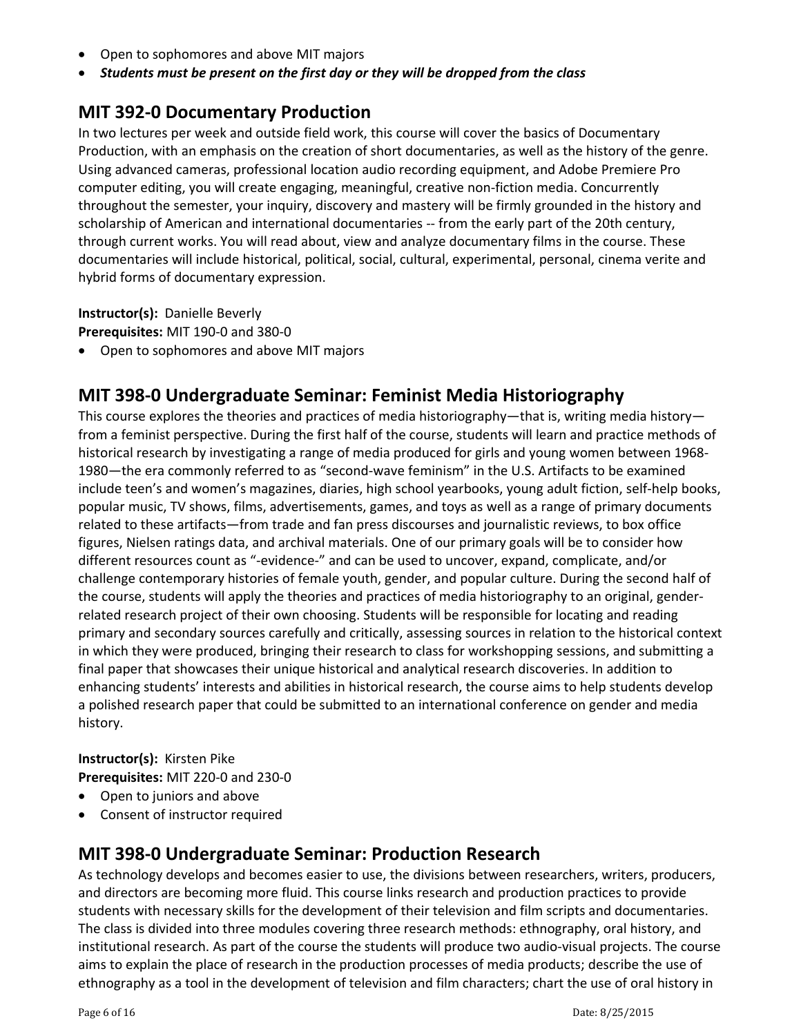- Open to sophomores and above MIT majors
- ***Students must be present on the first day or they will be dropped from the class***

## MIT 392-0 Documentary Production

In two lectures per week and outside field work, this course will cover the basics of Documentary Production, with an emphasis on the creation of short documentaries, as well as the history of the genre. Using advanced cameras, professional location audio recording equipment, and Adobe Premiere Pro computer editing, you will create engaging, meaningful, creative non-fiction media. Concurrently throughout the semester, your inquiry, discovery and mastery will be firmly grounded in the history and scholarship of American and international documentaries -- from the early part of the 20th century, through current works. You will read about, view and analyze documentary films in the course. These documentaries will include historical, political, social, cultural, experimental, personal, cinema verite and hybrid forms of documentary expression.

**Instructor(s):** Danielle Beverly
**Prerequisites:** MIT 190-0 and 380-0

- Open to sophomores and above MIT majors

## MIT 398-0 Undergraduate Seminar: Feminist Media Historiography

This course explores the theories and practices of media historiography—that is, writing media history—from a feminist perspective. During the first half of the course, students will learn and practice methods of historical research by investigating a range of media produced for girls and young women between 1968-1980—the era commonly referred to as "second-wave feminism" in the U.S. Artifacts to be examined include teen's and women's magazines, diaries, high school yearbooks, young adult fiction, self-help books, popular music, TV shows, films, advertisements, games, and toys as well as a range of primary documents related to these artifacts—from trade and fan press discourses and journalistic reviews, to box office figures, Nielsen ratings data, and archival materials. One of our primary goals will be to consider how different resources count as "-evidence-" and can be used to uncover, expand, complicate, and/or challenge contemporary histories of female youth, gender, and popular culture. During the second half of the course, students will apply the theories and practices of media historiography to an original, gender-related research project of their own choosing. Students will be responsible for locating and reading primary and secondary sources carefully and critically, assessing sources in relation to the historical context in which they were produced, bringing their research to class for workshopping sessions, and submitting a final paper that showcases their unique historical and analytical research discoveries. In addition to enhancing students' interests and abilities in historical research, the course aims to help students develop a polished research paper that could be submitted to an international conference on gender and media history.

**Instructor(s):** Kirsten Pike
**Prerequisites:** MIT 220-0 and 230-0

- Open to juniors and above
- Consent of instructor required

## MIT 398-0 Undergraduate Seminar: Production Research

As technology develops and becomes easier to use, the divisions between researchers, writers, producers, and directors are becoming more fluid. This course links research and production practices to provide students with necessary skills for the development of their television and film scripts and documentaries. The class is divided into three modules covering three research methods: ethnography, oral history, and institutional research. As part of the course the students will produce two audio-visual projects. The course aims to explain the place of research in the production processes of media products; describe the use of ethnography as a tool in the development of television and film characters; chart the use of oral history in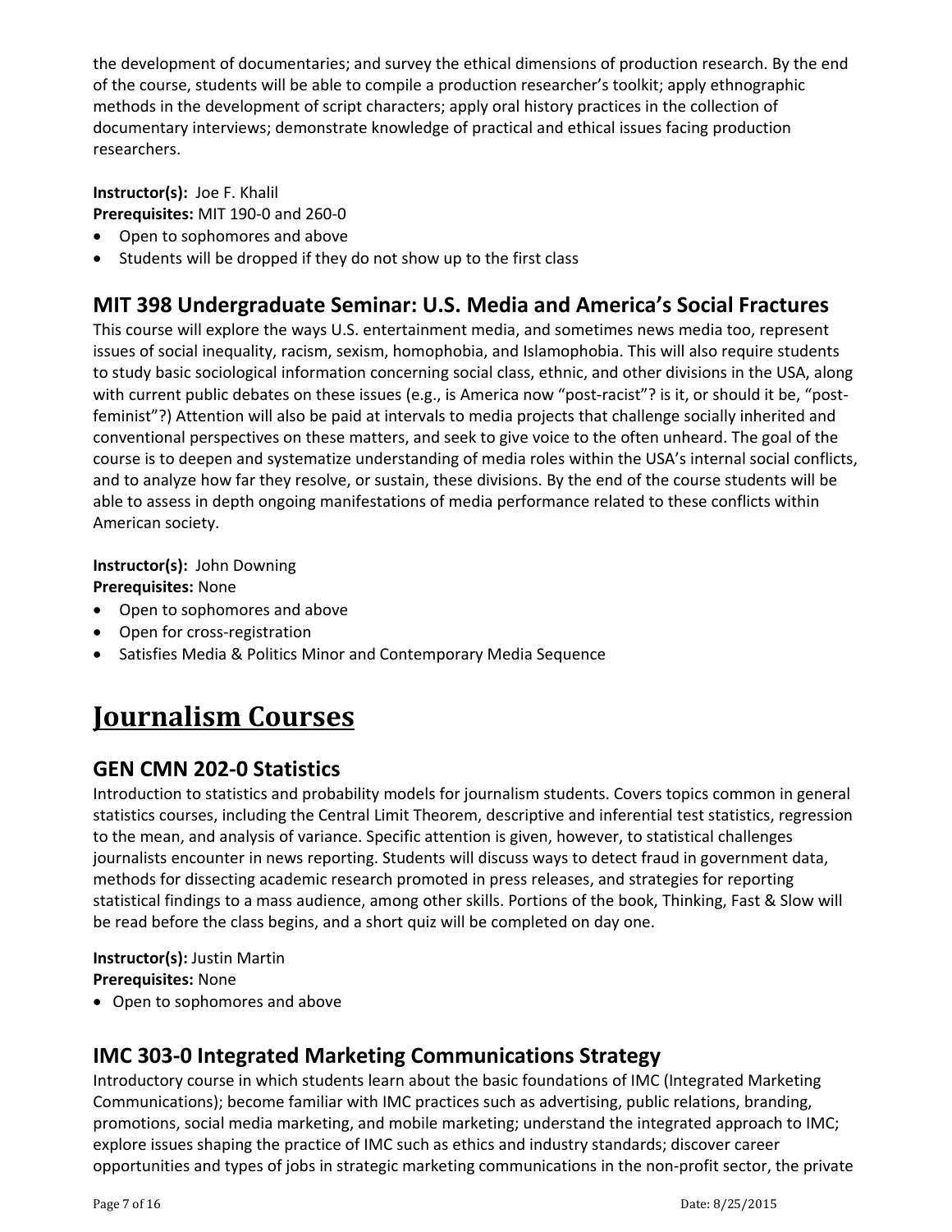the development of documentaries; and survey the ethical dimensions of production research. By the end of the course, students will be able to compile a production researcher's toolkit; apply ethnographic methods in the development of script characters; apply oral history practices in the collection of documentary interviews; demonstrate knowledge of practical and ethical issues facing production researchers.

**Instructor(s):** Joe F. Khalil
**Prerequisites:** MIT 190-0 and 260-0

- Open to sophomores and above
- Students will be dropped if they do not show up to the first class

## MIT 398 Undergraduate Seminar: U.S. Media and America's Social Fractures

This course will explore the ways U.S. entertainment media, and sometimes news media too, represent issues of social inequality, racism, sexism, homophobia, and Islamophobia. This will also require students to study basic sociological information concerning social class, ethnic, and other divisions in the USA, along with current public debates on these issues (e.g., is America now "post-racist"? is it, or should it be, "post-feminist"?) Attention will also be paid at intervals to media projects that challenge socially inherited and conventional perspectives on these matters, and seek to give voice to the often unheard. The goal of the course is to deepen and systematize understanding of media roles within the USA's internal social conflicts, and to analyze how far they resolve, or sustain, these divisions. By the end of the course students will be able to assess in depth ongoing manifestations of media performance related to these conflicts within American society.

**Instructor(s):** John Downing
**Prerequisites:** None

- Open to sophomores and above
- Open for cross-registration
- Satisfies Media & Politics Minor and Contemporary Media Sequence

# Journalism Courses

## GEN CMN 202-0 Statistics

Introduction to statistics and probability models for journalism students. Covers topics common in general statistics courses, including the Central Limit Theorem, descriptive and inferential test statistics, regression to the mean, and analysis of variance. Specific attention is given, however, to statistical challenges journalists encounter in news reporting. Students will discuss ways to detect fraud in government data, methods for dissecting academic research promoted in press releases, and strategies for reporting statistical findings to a mass audience, among other skills. Portions of the book, Thinking, Fast & Slow will be read before the class begins, and a short quiz will be completed on day one.

**Instructor(s):** Justin Martin
**Prerequisites:** None

- Open to sophomores and above

## IMC 303-0 Integrated Marketing Communications Strategy

Introductory course in which students learn about the basic foundations of IMC (Integrated Marketing Communications); become familiar with IMC practices such as advertising, public relations, branding, promotions, social media marketing, and mobile marketing; understand the integrated approach to IMC; explore issues shaping the practice of IMC such as ethics and industry standards; discover career opportunities and types of jobs in strategic marketing communications in the non-profit sector, the private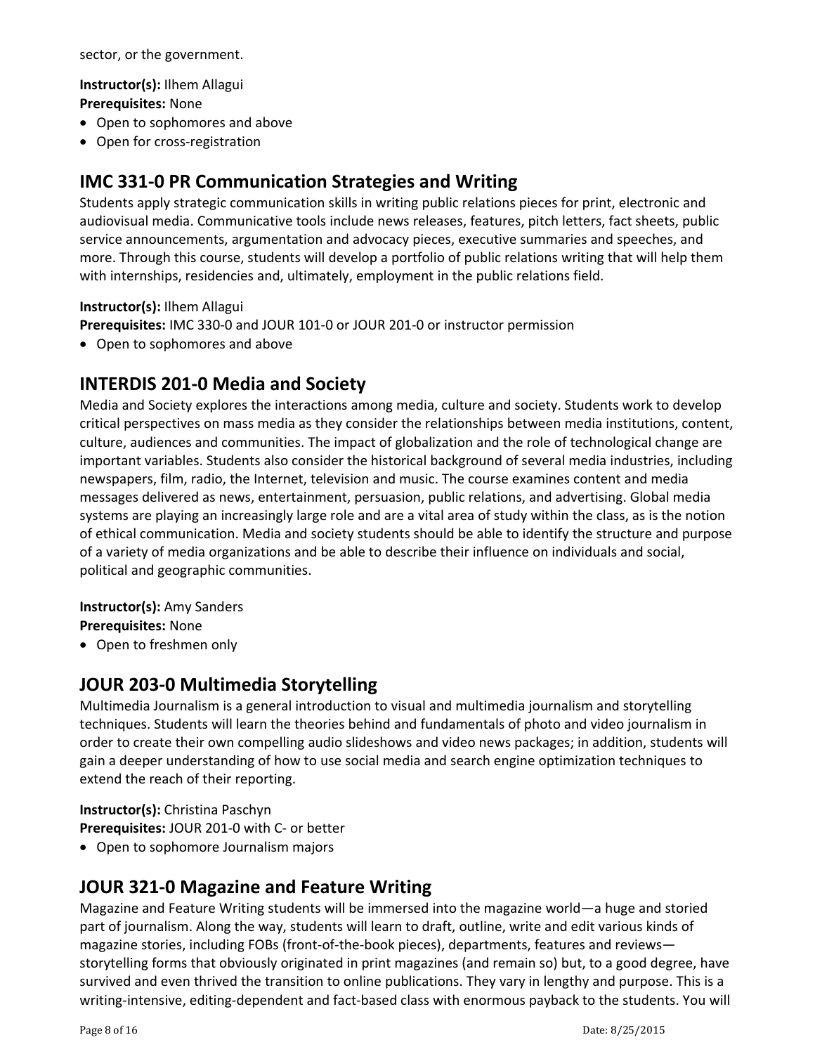sector, or the government.

**Instructor(s):** Ilhem Allagui
**Prerequisites:** None

- Open to sophomores and above
- Open for cross-registration

## IMC 331-0 PR Communication Strategies and Writing

Students apply strategic communication skills in writing public relations pieces for print, electronic and audiovisual media. Communicative tools include news releases, features, pitch letters, fact sheets, public service announcements, argumentation and advocacy pieces, executive summaries and speeches, and more. Through this course, students will develop a portfolio of public relations writing that will help them with internships, residencies and, ultimately, employment in the public relations field.

**Instructor(s):** Ilhem Allagui
**Prerequisites:** IMC 330-0 and JOUR 101-0 or JOUR 201-0 or instructor permission

- Open to sophomores and above

## INTERDIS 201-0 Media and Society

Media and Society explores the interactions among media, culture and society. Students work to develop critical perspectives on mass media as they consider the relationships between media institutions, content, culture, audiences and communities. The impact of globalization and the role of technological change are important variables. Students also consider the historical background of several media industries, including newspapers, film, radio, the Internet, television and music. The course examines content and media messages delivered as news, entertainment, persuasion, public relations, and advertising. Global media systems are playing an increasingly large role and are a vital area of study within the class, as is the notion of ethical communication. Media and society students should be able to identify the structure and purpose of a variety of media organizations and be able to describe their influence on individuals and social, political and geographic communities.

**Instructor(s):** Amy Sanders
**Prerequisites:** None

- Open to freshmen only

## JOUR 203-0 Multimedia Storytelling

Multimedia Journalism is a general introduction to visual and multimedia journalism and storytelling techniques. Students will learn the theories behind and fundamentals of photo and video journalism in order to create their own compelling audio slideshows and video news packages; in addition, students will gain a deeper understanding of how to use social media and search engine optimization techniques to extend the reach of their reporting.

**Instructor(s):** Christina Paschyn
**Prerequisites:** JOUR 201-0 with C- or better

- Open to sophomore Journalism majors

## JOUR 321-0 Magazine and Feature Writing

Magazine and Feature Writing students will be immersed into the magazine world—a huge and storied part of journalism. Along the way, students will learn to draft, outline, write and edit various kinds of magazine stories, including FOBs (front-of-the-book pieces), departments, features and reviews—storytelling forms that obviously originated in print magazines (and remain so) but, to a good degree, have survived and even thrived the transition to online publications. They vary in lengthy and purpose. This is a writing-intensive, editing-dependent and fact-based class with enormous payback to the students. You will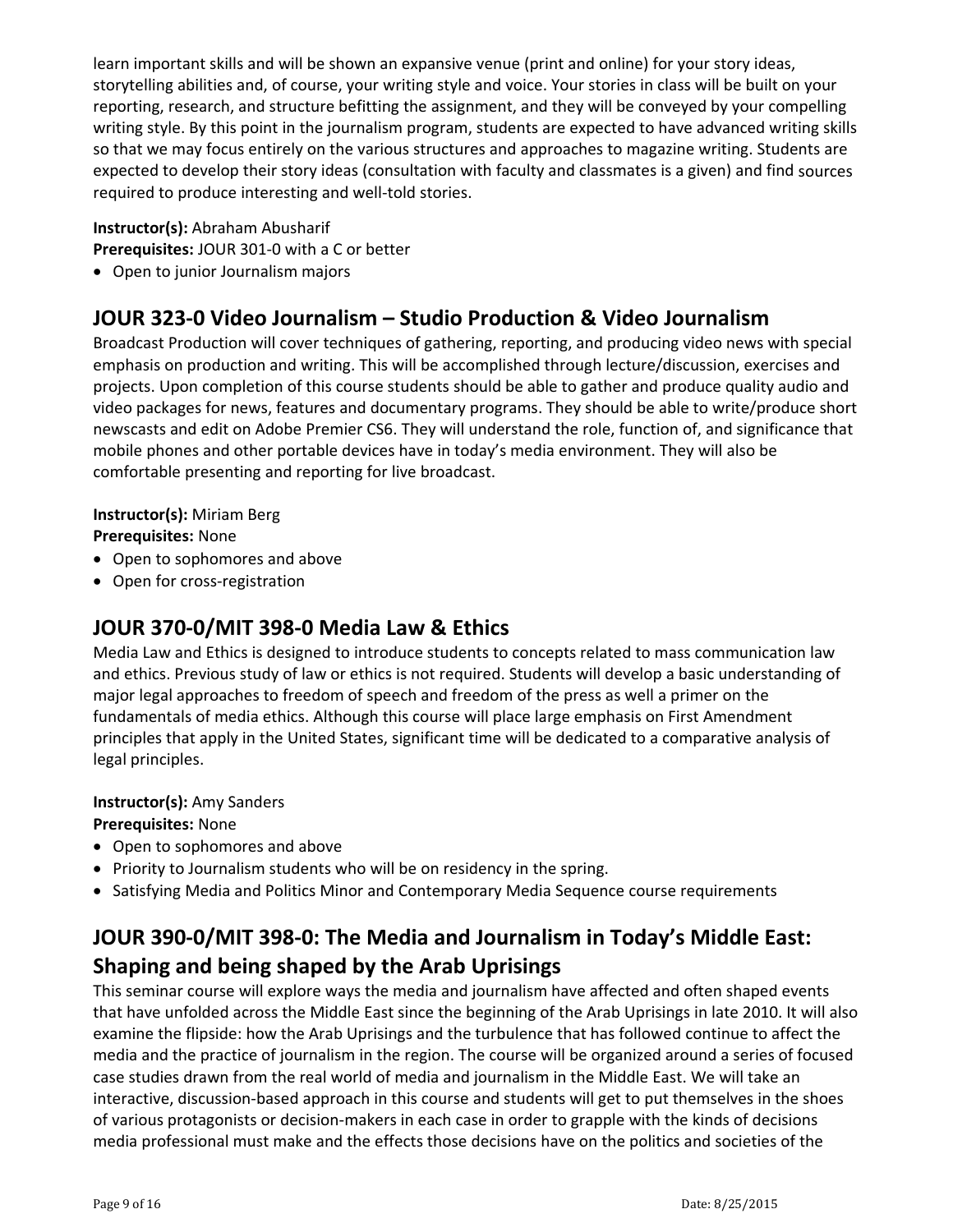learn important skills and will be shown an expansive venue (print and online) for your story ideas, storytelling abilities and, of course, your writing style and voice. Your stories in class will be built on your reporting, research, and structure befitting the assignment, and they will be conveyed by your compelling writing style. By this point in the journalism program, students are expected to have advanced writing skills so that we may focus entirely on the various structures and approaches to magazine writing. Students are expected to develop their story ideas (consultation with faculty and classmates is a given) and find sources required to produce interesting and well-told stories.

**Instructor(s):** Abraham Abusharif
**Prerequisites:** JOUR 301-0 with a C or better

- Open to junior Journalism majors

## JOUR 323-0 Video Journalism – Studio Production & Video Journalism

Broadcast Production will cover techniques of gathering, reporting, and producing video news with special emphasis on production and writing. This will be accomplished through lecture/discussion, exercises and projects. Upon completion of this course students should be able to gather and produce quality audio and video packages for news, features and documentary programs. They should be able to write/produce short newscasts and edit on Adobe Premier CS6. They will understand the role, function of, and significance that mobile phones and other portable devices have in today's media environment. They will also be comfortable presenting and reporting for live broadcast.

**Instructor(s):** Miriam Berg
**Prerequisites:** None

- Open to sophomores and above
- Open for cross-registration

## JOUR 370-0/MIT 398-0 Media Law & Ethics

Media Law and Ethics is designed to introduce students to concepts related to mass communication law and ethics. Previous study of law or ethics is not required. Students will develop a basic understanding of major legal approaches to freedom of speech and freedom of the press as well a primer on the fundamentals of media ethics. Although this course will place large emphasis on First Amendment principles that apply in the United States, significant time will be dedicated to a comparative analysis of legal principles.

**Instructor(s):** Amy Sanders
**Prerequisites:** None

- Open to sophomores and above
- Priority to Journalism students who will be on residency in the spring.
- Satisfying Media and Politics Minor and Contemporary Media Sequence course requirements

## JOUR 390-0/MIT 398-0: The Media and Journalism in Today's Middle East: Shaping and being shaped by the Arab Uprisings

This seminar course will explore ways the media and journalism have affected and often shaped events that have unfolded across the Middle East since the beginning of the Arab Uprisings in late 2010. It will also examine the flipside: how the Arab Uprisings and the turbulence that has followed continue to affect the media and the practice of journalism in the region. The course will be organized around a series of focused case studies drawn from the real world of media and journalism in the Middle East. We will take an interactive, discussion-based approach in this course and students will get to put themselves in the shoes of various protagonists or decision-makers in each case in order to grapple with the kinds of decisions media professional must make and the effects those decisions have on the politics and societies of the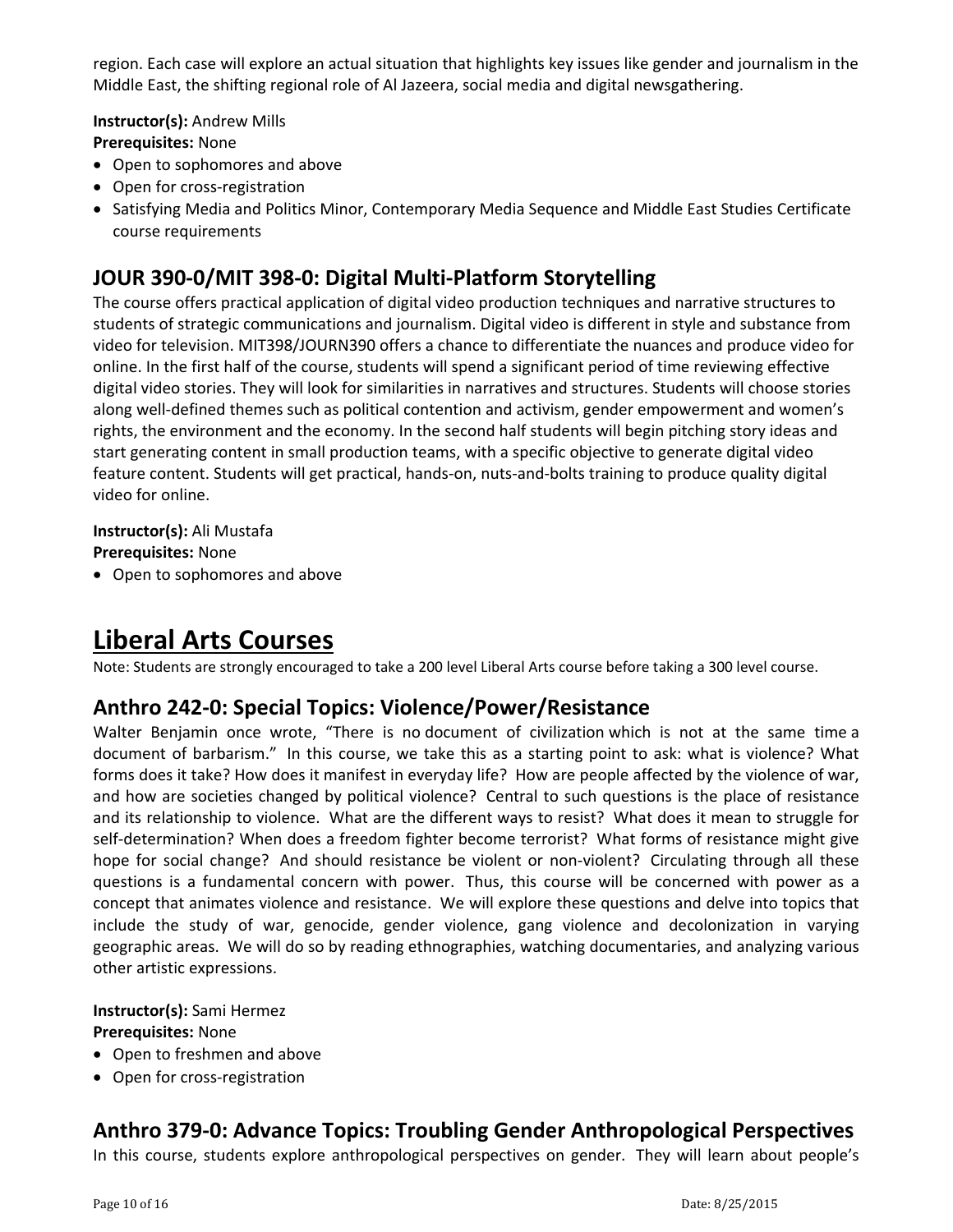region. Each case will explore an actual situation that highlights key issues like gender and journalism in the Middle East, the shifting regional role of Al Jazeera, social media and digital newsgathering.

**Instructor(s):** Andrew Mills
**Prerequisites:** None

- Open to sophomores and above
- Open for cross-registration
- Satisfying Media and Politics Minor, Contemporary Media Sequence and Middle East Studies Certificate course requirements

## JOUR 390-0/MIT 398-0: Digital Multi-Platform Storytelling

The course offers practical application of digital video production techniques and narrative structures to students of strategic communications and journalism. Digital video is different in style and substance from video for television. MIT398/JOURN390 offers a chance to differentiate the nuances and produce video for online. In the first half of the course, students will spend a significant period of time reviewing effective digital video stories. They will look for similarities in narratives and structures. Students will choose stories along well-defined themes such as political contention and activism, gender empowerment and women's rights, the environment and the economy. In the second half students will begin pitching story ideas and start generating content in small production teams, with a specific objective to generate digital video feature content. Students will get practical, hands-on, nuts-and-bolts training to produce quality digital video for online.

**Instructor(s):** Ali Mustafa
**Prerequisites:** None

- Open to sophomores and above

# Liberal Arts Courses

Note: Students are strongly encouraged to take a 200 level Liberal Arts course before taking a 300 level course.

## Anthro 242-0: Special Topics: Violence/Power/Resistance

Walter Benjamin once wrote, "There is no document of civilization which is not at the same time a document of barbarism." In this course, we take this as a starting point to ask: what is violence? What forms does it take? How does it manifest in everyday life? How are people affected by the violence of war, and how are societies changed by political violence? Central to such questions is the place of resistance and its relationship to violence. What are the different ways to resist? What does it mean to struggle for self-determination? When does a freedom fighter become terrorist? What forms of resistance might give hope for social change? And should resistance be violent or non-violent? Circulating through all these questions is a fundamental concern with power. Thus, this course will be concerned with power as a concept that animates violence and resistance. We will explore these questions and delve into topics that include the study of war, genocide, gender violence, gang violence and decolonization in varying geographic areas. We will do so by reading ethnographies, watching documentaries, and analyzing various other artistic expressions.

**Instructor(s):** Sami Hermez
**Prerequisites:** None

- Open to freshmen and above
- Open for cross-registration

## Anthro 379-0: Advance Topics: Troubling Gender Anthropological Perspectives

In this course, students explore anthropological perspectives on gender. They will learn about people's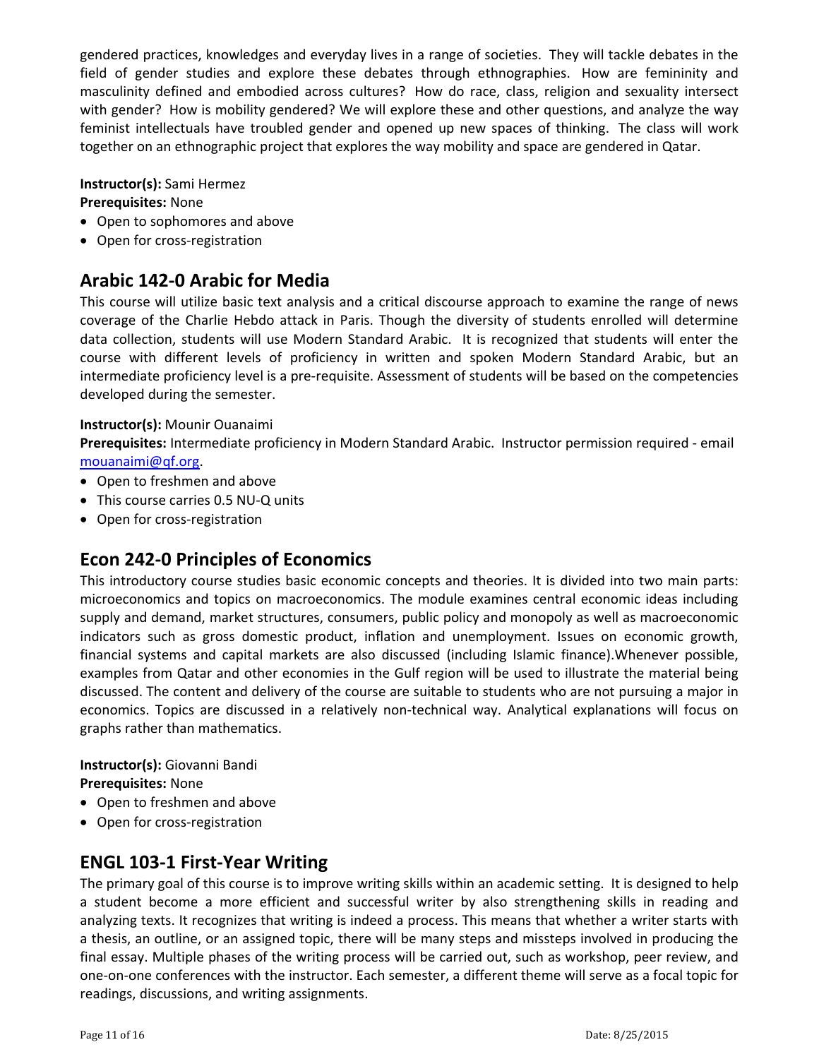gendered practices, knowledges and everyday lives in a range of societies. They will tackle debates in the field of gender studies and explore these debates through ethnographies. How are femininity and masculinity defined and embodied across cultures? How do race, class, religion and sexuality intersect with gender? How is mobility gendered? We will explore these and other questions, and analyze the way feminist intellectuals have troubled gender and opened up new spaces of thinking. The class will work together on an ethnographic project that explores the way mobility and space are gendered in Qatar.

**Instructor(s):** Sami Hermez
**Prerequisites:** None

- Open to sophomores and above
- Open for cross-registration

## Arabic 142-0 Arabic for Media

This course will utilize basic text analysis and a critical discourse approach to examine the range of news coverage of the Charlie Hebdo attack in Paris. Though the diversity of students enrolled will determine data collection, students will use Modern Standard Arabic. It is recognized that students will enter the course with different levels of proficiency in written and spoken Modern Standard Arabic, but an intermediate proficiency level is a pre-requisite. Assessment of students will be based on the competencies developed during the semester.

**Instructor(s):** Mounir Ouanaimi
**Prerequisites:** Intermediate proficiency in Modern Standard Arabic. Instructor permission required - email mouanaimi@qf.org.

- Open to freshmen and above
- This course carries 0.5 NU-Q units
- Open for cross-registration

## Econ 242-0 Principles of Economics

This introductory course studies basic economic concepts and theories. It is divided into two main parts: microeconomics and topics on macroeconomics. The module examines central economic ideas including supply and demand, market structures, consumers, public policy and monopoly as well as macroeconomic indicators such as gross domestic product, inflation and unemployment. Issues on economic growth, financial systems and capital markets are also discussed (including Islamic finance).Whenever possible, examples from Qatar and other economies in the Gulf region will be used to illustrate the material being discussed. The content and delivery of the course are suitable to students who are not pursuing a major in economics. Topics are discussed in a relatively non-technical way. Analytical explanations will focus on graphs rather than mathematics.

**Instructor(s):** Giovanni Bandi
**Prerequisites:** None

- Open to freshmen and above
- Open for cross-registration

## ENGL 103-1 First-Year Writing

The primary goal of this course is to improve writing skills within an academic setting. It is designed to help a student become a more efficient and successful writer by also strengthening skills in reading and analyzing texts. It recognizes that writing is indeed a process. This means that whether a writer starts with a thesis, an outline, or an assigned topic, there will be many steps and missteps involved in producing the final essay. Multiple phases of the writing process will be carried out, such as workshop, peer review, and one-on-one conferences with the instructor. Each semester, a different theme will serve as a focal topic for readings, discussions, and writing assignments.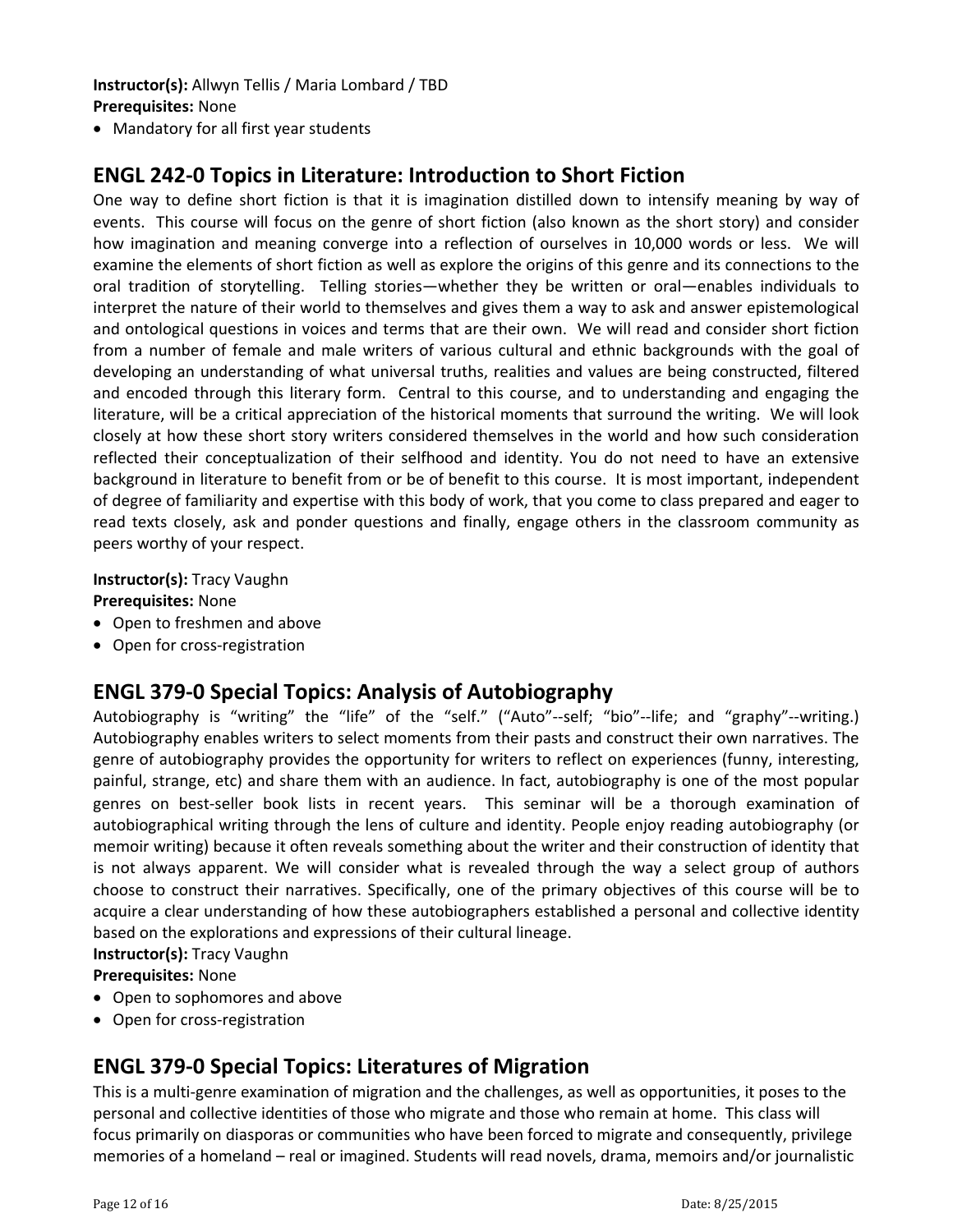**Instructor(s):** Allwyn Tellis / Maria Lombard / TBD
**Prerequisites:** None

- Mandatory for all first year students

## ENGL 242-0 Topics in Literature: Introduction to Short Fiction

One way to define short fiction is that it is imagination distilled down to intensify meaning by way of events. This course will focus on the genre of short fiction (also known as the short story) and consider how imagination and meaning converge into a reflection of ourselves in 10,000 words or less. We will examine the elements of short fiction as well as explore the origins of this genre and its connections to the oral tradition of storytelling. Telling stories—whether they be written or oral—enables individuals to interpret the nature of their world to themselves and gives them a way to ask and answer epistemological and ontological questions in voices and terms that are their own. We will read and consider short fiction from a number of female and male writers of various cultural and ethnic backgrounds with the goal of developing an understanding of what universal truths, realities and values are being constructed, filtered and encoded through this literary form. Central to this course, and to understanding and engaging the literature, will be a critical appreciation of the historical moments that surround the writing. We will look closely at how these short story writers considered themselves in the world and how such consideration reflected their conceptualization of their selfhood and identity. You do not need to have an extensive background in literature to benefit from or be of benefit to this course. It is most important, independent of degree of familiarity and expertise with this body of work, that you come to class prepared and eager to read texts closely, ask and ponder questions and finally, engage others in the classroom community as peers worthy of your respect.

**Instructor(s):** Tracy Vaughn
**Prerequisites:** None

- Open to freshmen and above
- Open for cross-registration

## ENGL 379-0 Special Topics: Analysis of Autobiography

Autobiography is "writing" the "life" of the "self." ("Auto"--self; "bio"--life; and "graphy"--writing.) Autobiography enables writers to select moments from their pasts and construct their own narratives. The genre of autobiography provides the opportunity for writers to reflect on experiences (funny, interesting, painful, strange, etc) and share them with an audience. In fact, autobiography is one of the most popular genres on best-seller book lists in recent years. This seminar will be a thorough examination of autobiographical writing through the lens of culture and identity. People enjoy reading autobiography (or memoir writing) because it often reveals something about the writer and their construction of identity that is not always apparent. We will consider what is revealed through the way a select group of authors choose to construct their narratives. Specifically, one of the primary objectives of this course will be to acquire a clear understanding of how these autobiographers established a personal and collective identity based on the explorations and expressions of their cultural lineage.

**Instructor(s):** Tracy Vaughn
**Prerequisites:** None

- Open to sophomores and above
- Open for cross-registration

## ENGL 379-0 Special Topics: Literatures of Migration

This is a multi-genre examination of migration and the challenges, as well as opportunities, it poses to the personal and collective identities of those who migrate and those who remain at home. This class will focus primarily on diasporas or communities who have been forced to migrate and consequently, privilege memories of a homeland – real or imagined. Students will read novels, drama, memoirs and/or journalistic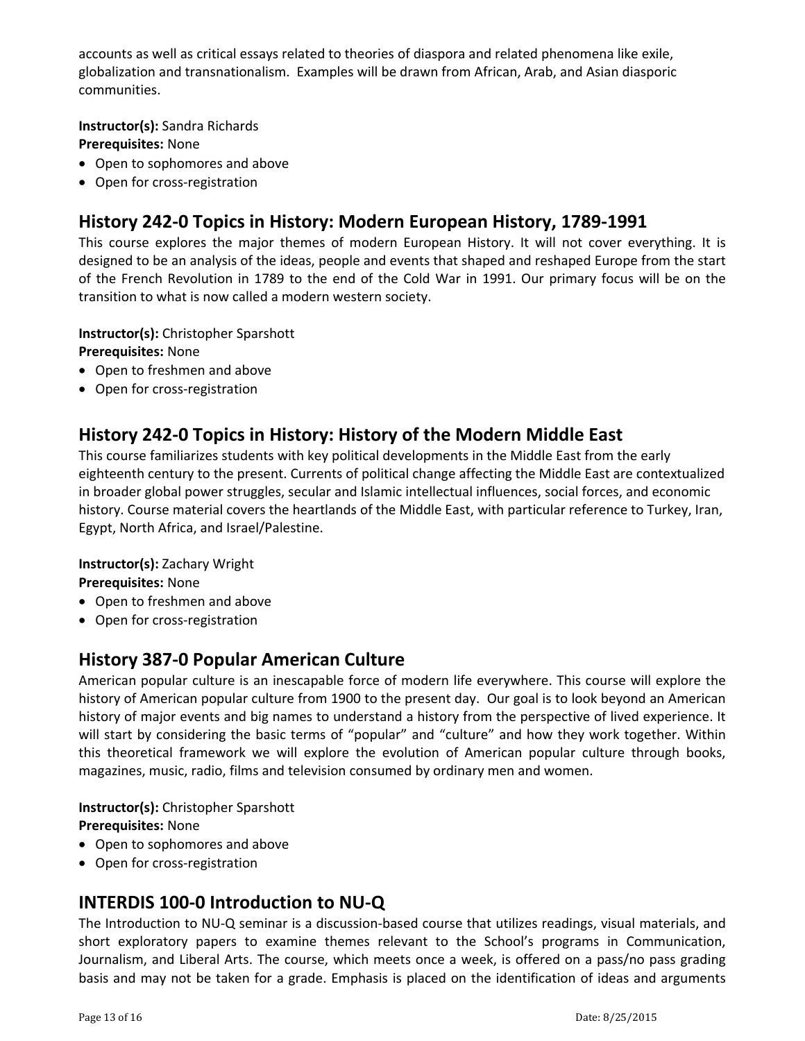accounts as well as critical essays related to theories of diaspora and related phenomena like exile, globalization and transnationalism. Examples will be drawn from African, Arab, and Asian diasporic communities.

**Instructor(s):** Sandra Richards
**Prerequisites:** None

- Open to sophomores and above
- Open for cross-registration

## History 242-0 Topics in History: Modern European History, 1789-1991

This course explores the major themes of modern European History. It will not cover everything. It is designed to be an analysis of the ideas, people and events that shaped and reshaped Europe from the start of the French Revolution in 1789 to the end of the Cold War in 1991. Our primary focus will be on the transition to what is now called a modern western society.

**Instructor(s):** Christopher Sparshott
**Prerequisites:** None

- Open to freshmen and above
- Open for cross-registration

## History 242-0 Topics in History: History of the Modern Middle East

This course familiarizes students with key political developments in the Middle East from the early eighteenth century to the present. Currents of political change affecting the Middle East are contextualized in broader global power struggles, secular and Islamic intellectual influences, social forces, and economic history. Course material covers the heartlands of the Middle East, with particular reference to Turkey, Iran, Egypt, North Africa, and Israel/Palestine.

**Instructor(s):** Zachary Wright
**Prerequisites:** None

- Open to freshmen and above
- Open for cross-registration

## History 387-0 Popular American Culture

American popular culture is an inescapable force of modern life everywhere. This course will explore the history of American popular culture from 1900 to the present day. Our goal is to look beyond an American history of major events and big names to understand a history from the perspective of lived experience. It will start by considering the basic terms of "popular" and "culture" and how they work together. Within this theoretical framework we will explore the evolution of American popular culture through books, magazines, music, radio, films and television consumed by ordinary men and women.

**Instructor(s):** Christopher Sparshott
**Prerequisites:** None

- Open to sophomores and above
- Open for cross-registration

## INTERDIS 100-0 Introduction to NU-Q

The Introduction to NU-Q seminar is a discussion-based course that utilizes readings, visual materials, and short exploratory papers to examine themes relevant to the School's programs in Communication, Journalism, and Liberal Arts. The course, which meets once a week, is offered on a pass/no pass grading basis and may not be taken for a grade. Emphasis is placed on the identification of ideas and arguments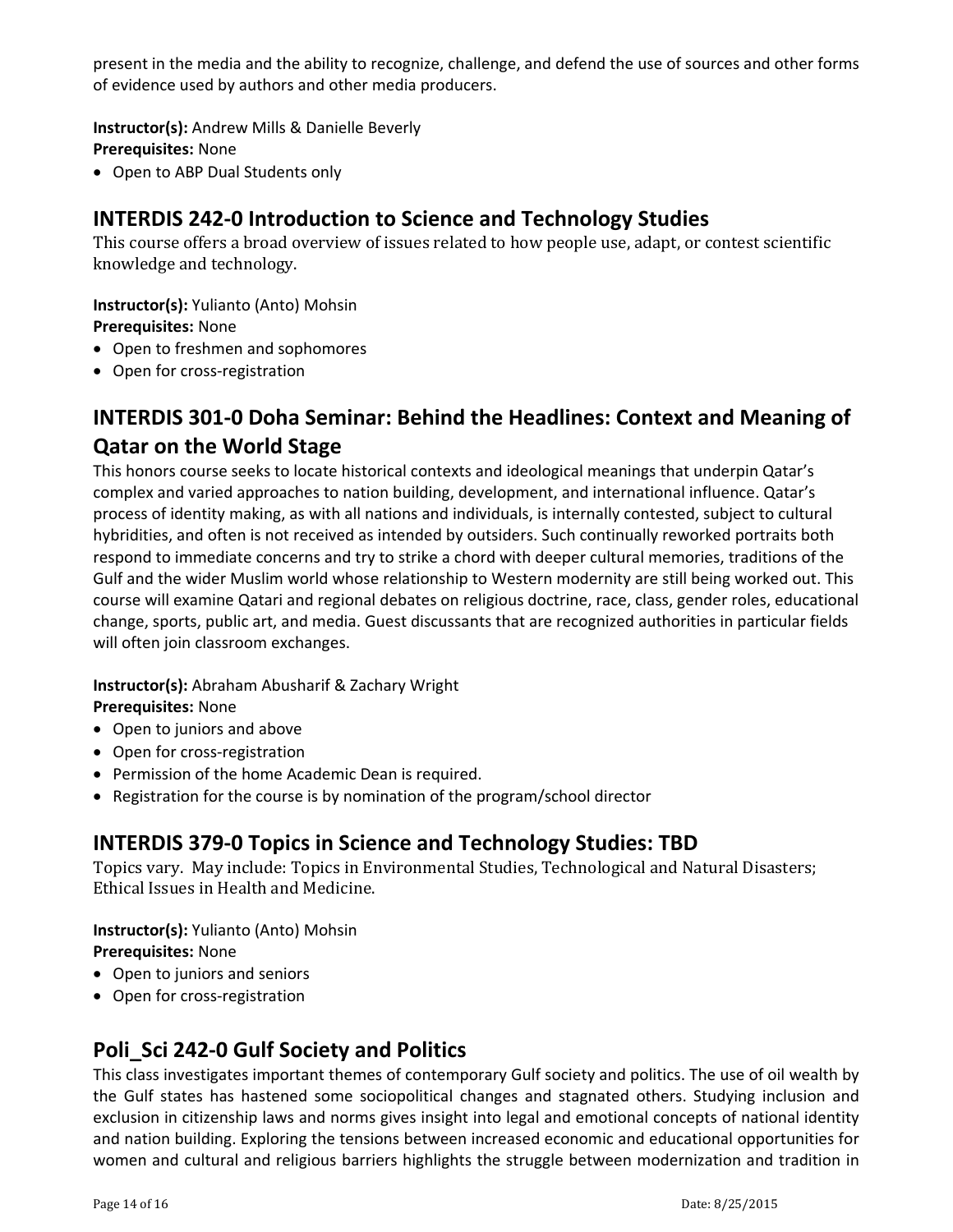present in the media and the ability to recognize, challenge, and defend the use of sources and other forms of evidence used by authors and other media producers.

**Instructor(s):** Andrew Mills & Danielle Beverly
**Prerequisites:** None

- Open to ABP Dual Students only

## INTERDIS 242-0 Introduction to Science and Technology Studies

This course offers a broad overview of issues related to how people use, adapt, or contest scientific knowledge and technology.

**Instructor(s):** Yulianto (Anto) Mohsin
**Prerequisites:** None

- Open to freshmen and sophomores
- Open for cross-registration

## INTERDIS 301-0 Doha Seminar: Behind the Headlines: Context and Meaning of Qatar on the World Stage

This honors course seeks to locate historical contexts and ideological meanings that underpin Qatar's complex and varied approaches to nation building, development, and international influence. Qatar's process of identity making, as with all nations and individuals, is internally contested, subject to cultural hybridities, and often is not received as intended by outsiders. Such continually reworked portraits both respond to immediate concerns and try to strike a chord with deeper cultural memories, traditions of the Gulf and the wider Muslim world whose relationship to Western modernity are still being worked out. This course will examine Qatari and regional debates on religious doctrine, race, class, gender roles, educational change, sports, public art, and media. Guest discussants that are recognized authorities in particular fields will often join classroom exchanges.

**Instructor(s):** Abraham Abusharif & Zachary Wright
**Prerequisites:** None

- Open to juniors and above
- Open for cross-registration
- Permission of the home Academic Dean is required.
- Registration for the course is by nomination of the program/school director

## INTERDIS 379-0 Topics in Science and Technology Studies: TBD

Topics vary. May include: Topics in Environmental Studies, Technological and Natural Disasters; Ethical Issues in Health and Medicine.

**Instructor(s):** Yulianto (Anto) Mohsin
**Prerequisites:** None

- Open to juniors and seniors
- Open for cross-registration

## Poli_Sci 242-0 Gulf Society and Politics

This class investigates important themes of contemporary Gulf society and politics. The use of oil wealth by the Gulf states has hastened some sociopolitical changes and stagnated others. Studying inclusion and exclusion in citizenship laws and norms gives insight into legal and emotional concepts of national identity and nation building. Exploring the tensions between increased economic and educational opportunities for women and cultural and religious barriers highlights the struggle between modernization and tradition in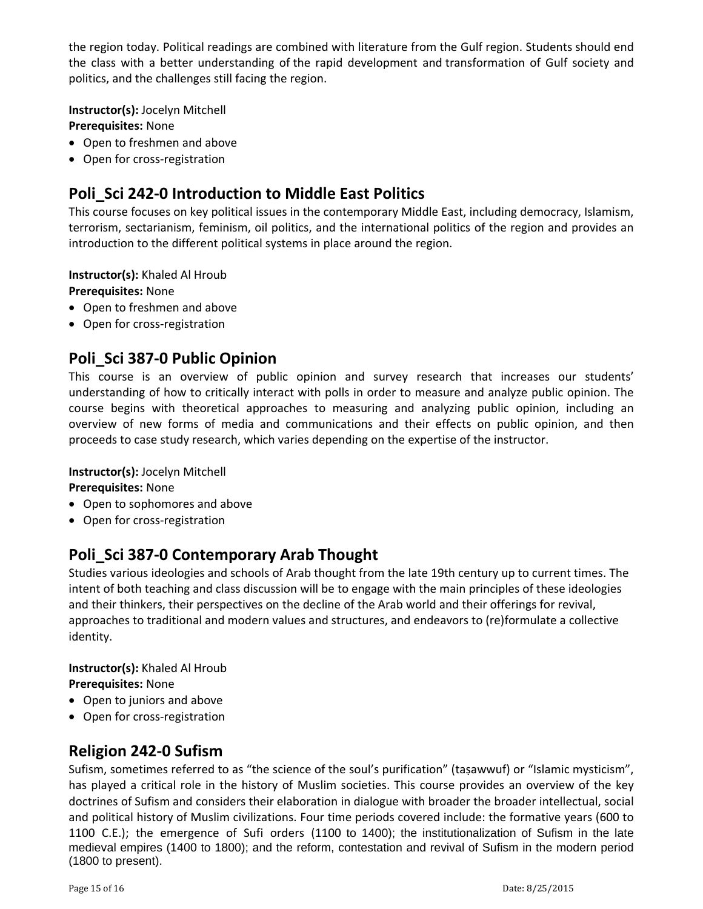the region today. Political readings are combined with literature from the Gulf region. Students should end the class with a better understanding of the rapid development and transformation of Gulf society and politics, and the challenges still facing the region.

**Instructor(s):** Jocelyn Mitchell
**Prerequisites:** None

- Open to freshmen and above
- Open for cross-registration

## Poli_Sci 242-0 Introduction to Middle East Politics

This course focuses on key political issues in the contemporary Middle East, including democracy, Islamism, terrorism, sectarianism, feminism, oil politics, and the international politics of the region and provides an introduction to the different political systems in place around the region.

**Instructor(s):** Khaled Al Hroub
**Prerequisites:** None

- Open to freshmen and above
- Open for cross-registration

## Poli_Sci 387-0 Public Opinion

This course is an overview of public opinion and survey research that increases our students' understanding of how to critically interact with polls in order to measure and analyze public opinion. The course begins with theoretical approaches to measuring and analyzing public opinion, including an overview of new forms of media and communications and their effects on public opinion, and then proceeds to case study research, which varies depending on the expertise of the instructor.

**Instructor(s):** Jocelyn Mitchell
**Prerequisites:** None

- Open to sophomores and above
- Open for cross-registration

## Poli_Sci 387-0 Contemporary Arab Thought

Studies various ideologies and schools of Arab thought from the late 19th century up to current times. The intent of both teaching and class discussion will be to engage with the main principles of these ideologies and their thinkers, their perspectives on the decline of the Arab world and their offerings for revival, approaches to traditional and modern values and structures, and endeavors to (re)formulate a collective identity.

**Instructor(s):** Khaled Al Hroub
**Prerequisites:** None

- Open to juniors and above
- Open for cross-registration

## Religion 242-0 Sufism

Sufism, sometimes referred to as "the science of the soul's purification" (taṣawwuf) or "Islamic mysticism", has played a critical role in the history of Muslim societies. This course provides an overview of the key doctrines of Sufism and considers their elaboration in dialogue with broader the broader intellectual, social and political history of Muslim civilizations. Four time periods covered include: the formative years (600 to 1100 C.E.); the emergence of Sufi orders (1100 to 1400); the institutionalization of Sufism in the late medieval empires (1400 to 1800); and the reform, contestation and revival of Sufism in the modern period (1800 to present).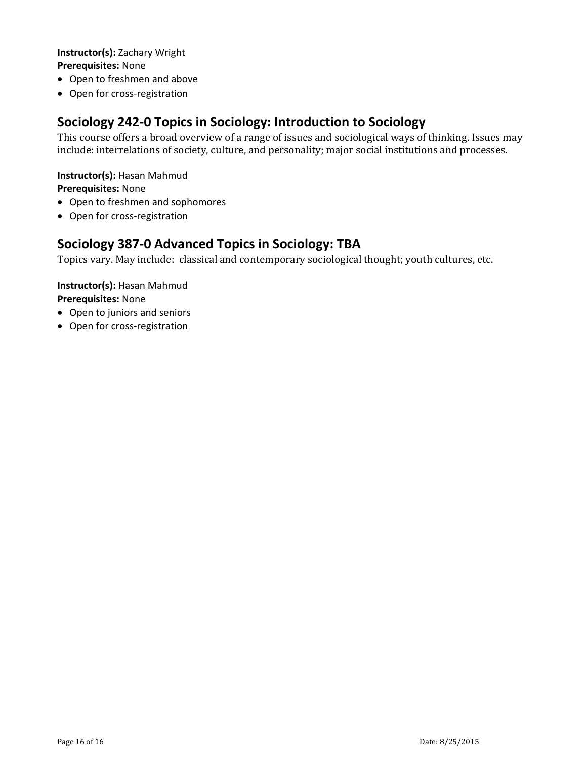**Instructor(s):** Zachary Wright
**Prerequisites:** None

- Open to freshmen and above
- Open for cross-registration

## Sociology 242-0 Topics in Sociology: Introduction to Sociology

This course offers a broad overview of a range of issues and sociological ways of thinking. Issues may include: interrelations of society, culture, and personality; major social institutions and processes.

**Instructor(s):** Hasan Mahmud
**Prerequisites:** None

- Open to freshmen and sophomores
- Open for cross-registration

## Sociology 387-0 Advanced Topics in Sociology: TBA

Topics vary. May include: classical and contemporary sociological thought; youth cultures, etc.

**Instructor(s):** Hasan Mahmud
**Prerequisites:** None

- Open to juniors and seniors
- Open for cross-registration